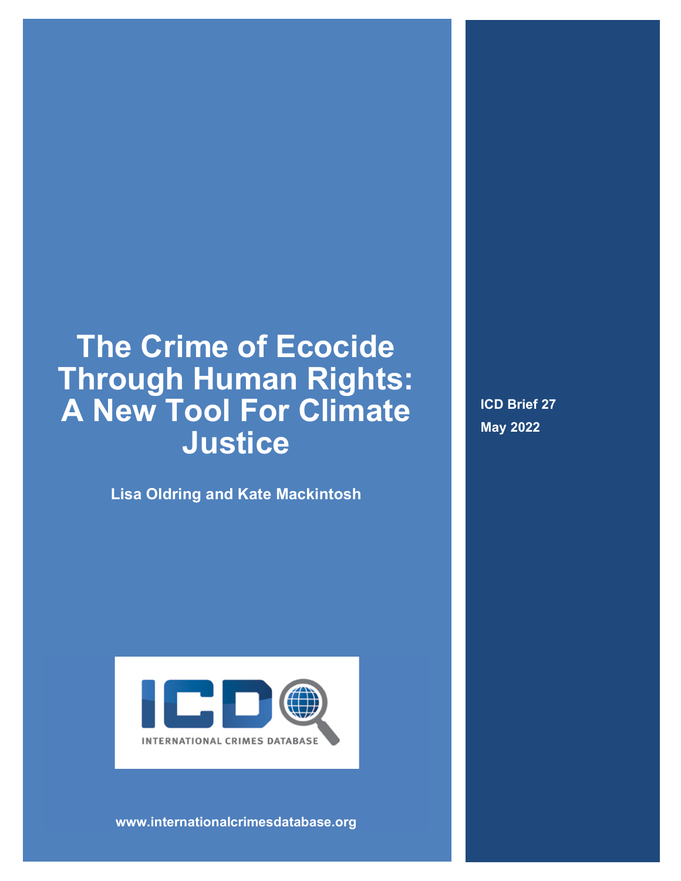# The Crime of Ecocide Through Human Rights: A New Tool For Climate Justice

**Lisa Oldring and Kate Mackintosh**

**ICD Brief 27**

**May 2022**

INTERNATIONAL CRIMES DATABASE

www.internationalcrimesdatabase.org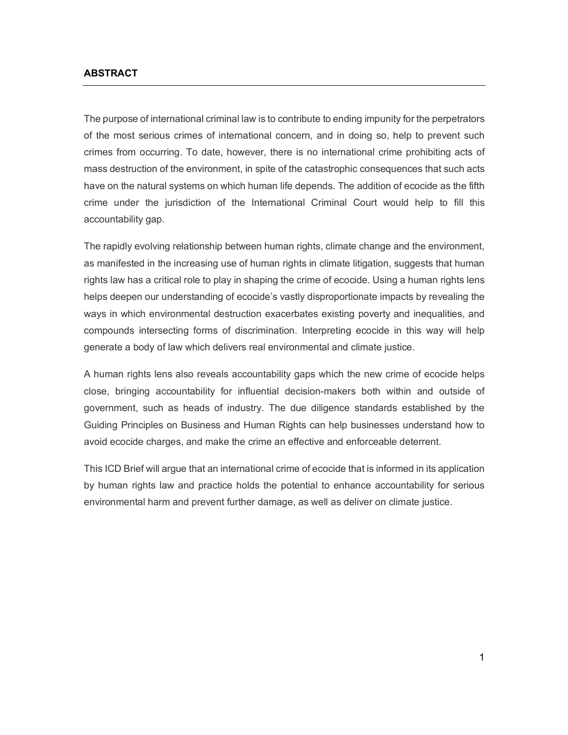## ABSTRACT

The purpose of international criminal law is to contribute to ending impunity for the perpetrators of the most serious crimes of international concern, and in doing so, help to prevent such crimes from occurring. To date, however, there is no international crime prohibiting acts of mass destruction of the environment, in spite of the catastrophic consequences that such acts have on the natural systems on which human life depends. The addition of ecocide as the fifth crime under the jurisdiction of the International Criminal Court would help to fill this accountability gap.

The rapidly evolving relationship between human rights, climate change and the environment, as manifested in the increasing use of human rights in climate litigation, suggests that human rights law has a critical role to play in shaping the crime of ecocide. Using a human rights lens helps deepen our understanding of ecocide's vastly disproportionate impacts by revealing the ways in which environmental destruction exacerbates existing poverty and inequalities, and compounds intersecting forms of discrimination. Interpreting ecocide in this way will help generate a body of law which delivers real environmental and climate justice.

A human rights lens also reveals accountability gaps which the new crime of ecocide helps close, bringing accountability for influential decision-makers both within and outside of government, such as heads of industry. The due diligence standards established by the Guiding Principles on Business and Human Rights can help businesses understand how to avoid ecocide charges, and make the crime an effective and enforceable deterrent.

This ICD Brief will argue that an international crime of ecocide that is informed in its application by human rights law and practice holds the potential to enhance accountability for serious environmental harm and prevent further damage, as well as deliver on climate justice.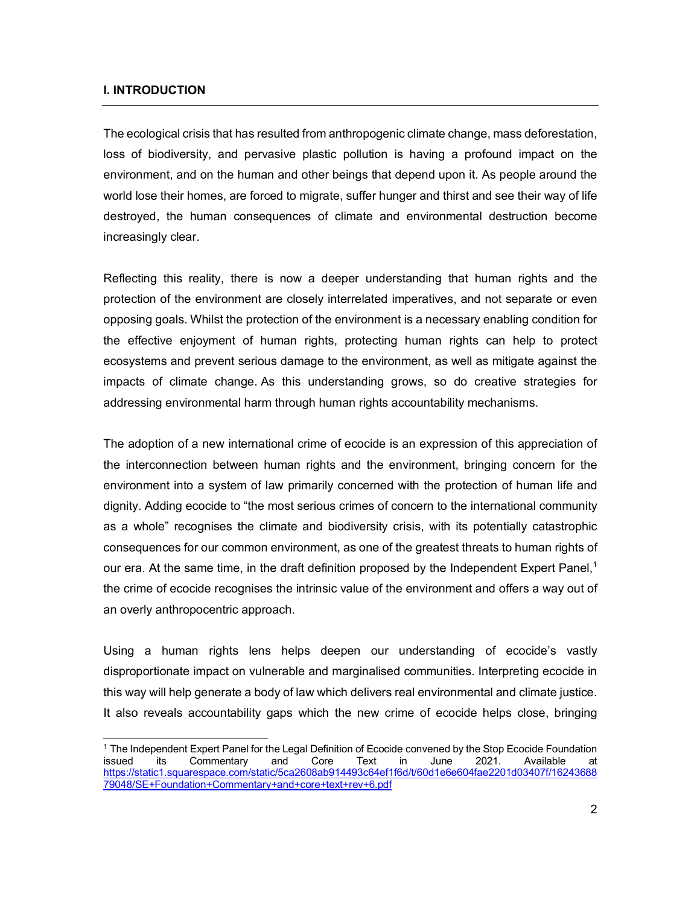## I. INTRODUCTION

The ecological crisis that has resulted from anthropogenic climate change, mass deforestation, loss of biodiversity, and pervasive plastic pollution is having a profound impact on the environment, and on the human and other beings that depend upon it. As people around the world lose their homes, are forced to migrate, suffer hunger and thirst and see their way of life destroyed, the human consequences of climate and environmental destruction become increasingly clear.

Reflecting this reality, there is now a deeper understanding that human rights and the protection of the environment are closely interrelated imperatives, and not separate or even opposing goals. Whilst the protection of the environment is a necessary enabling condition for the effective enjoyment of human rights, protecting human rights can help to protect ecosystems and prevent serious damage to the environment, as well as mitigate against the impacts of climate change. As this understanding grows, so do creative strategies for addressing environmental harm through human rights accountability mechanisms.

The adoption of a new international crime of ecocide is an expression of this appreciation of the interconnection between human rights and the environment, bringing concern for the environment into a system of law primarily concerned with the protection of human life and dignity. Adding ecocide to "the most serious crimes of concern to the international community as a whole" recognises the climate and biodiversity crisis, with its potentially catastrophic consequences for our common environment, as one of the greatest threats to human rights of our era. At the same time, in the draft definition proposed by the Independent Expert Panel,[1] the crime of ecocide recognises the intrinsic value of the environment and offers a way out of an overly anthropocentric approach.

Using a human rights lens helps deepen our understanding of ecocide's vastly disproportionate impact on vulnerable and marginalised communities. Interpreting ecocide in this way will help generate a body of law which delivers real environmental and climate justice. It also reveals accountability gaps which the new crime of ecocide helps close, bringing

[1] The Independent Expert Panel for the Legal Definition of Ecocide convened by the Stop Ecocide Foundation issued its Commentary and Core Text in June 2021. Available at https://static1.squarespace.com/static/5ca2608ab914493c64ef1f6d/t/60d1e6e604fae2201d03407f/1624368879048/SE+Foundation+Commentary+and+core+text+rev+6.pdf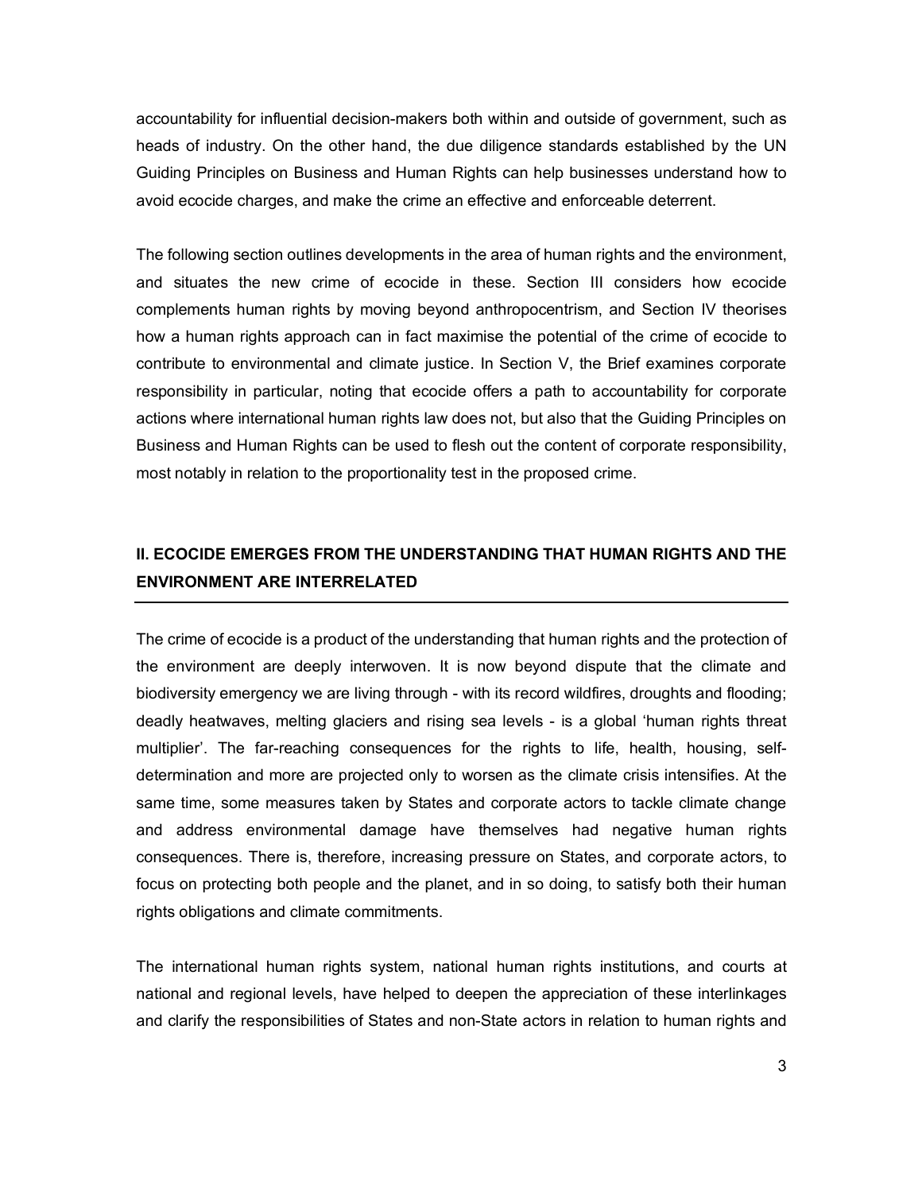accountability for influential decision-makers both within and outside of government, such as heads of industry. On the other hand, the due diligence standards established by the UN Guiding Principles on Business and Human Rights can help businesses understand how to avoid ecocide charges, and make the crime an effective and enforceable deterrent.

The following section outlines developments in the area of human rights and the environment, and situates the new crime of ecocide in these. Section III considers how ecocide complements human rights by moving beyond anthropocentrism, and Section IV theorises how a human rights approach can in fact maximise the potential of the crime of ecocide to contribute to environmental and climate justice. In Section V, the Brief examines corporate responsibility in particular, noting that ecocide offers a path to accountability for corporate actions where international human rights law does not, but also that the Guiding Principles on Business and Human Rights can be used to flesh out the content of corporate responsibility, most notably in relation to the proportionality test in the proposed crime.

## II. ECOCIDE EMERGES FROM THE UNDERSTANDING THAT HUMAN RIGHTS AND THE ENVIRONMENT ARE INTERRELATED

The crime of ecocide is a product of the understanding that human rights and the protection of the environment are deeply interwoven. It is now beyond dispute that the climate and biodiversity emergency we are living through - with its record wildfires, droughts and flooding; deadly heatwaves, melting glaciers and rising sea levels - is a global 'human rights threat multiplier'. The far-reaching consequences for the rights to life, health, housing, self-determination and more are projected only to worsen as the climate crisis intensifies. At the same time, some measures taken by States and corporate actors to tackle climate change and address environmental damage have themselves had negative human rights consequences. There is, therefore, increasing pressure on States, and corporate actors, to focus on protecting both people and the planet, and in so doing, to satisfy both their human rights obligations and climate commitments.

The international human rights system, national human rights institutions, and courts at national and regional levels, have helped to deepen the appreciation of these interlinkages and clarify the responsibilities of States and non-State actors in relation to human rights and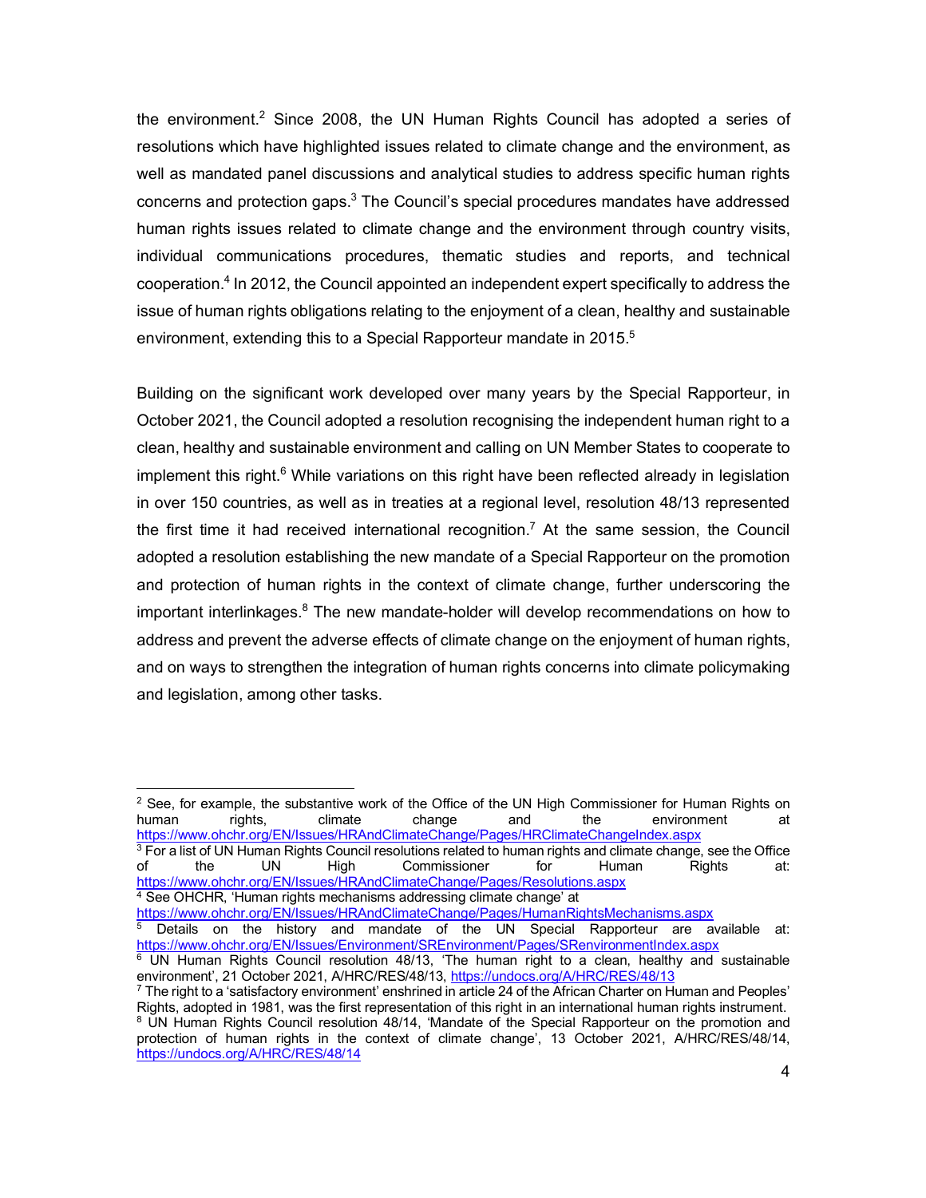the environment.[2] Since 2008, the UN Human Rights Council has adopted a series of resolutions which have highlighted issues related to climate change and the environment, as well as mandated panel discussions and analytical studies to address specific human rights concerns and protection gaps.[3] The Council's special procedures mandates have addressed human rights issues related to climate change and the environment through country visits, individual communications procedures, thematic studies and reports, and technical cooperation.[4] In 2012, the Council appointed an independent expert specifically to address the issue of human rights obligations relating to the enjoyment of a clean, healthy and sustainable environment, extending this to a Special Rapporteur mandate in 2015.[5]

Building on the significant work developed over many years by the Special Rapporteur, in October 2021, the Council adopted a resolution recognising the independent human right to a clean, healthy and sustainable environment and calling on UN Member States to cooperate to implement this right.[6] While variations on this right have been reflected already in legislation in over 150 countries, as well as in treaties at a regional level, resolution 48/13 represented the first time it had received international recognition.[7] At the same session, the Council adopted a resolution establishing the new mandate of a Special Rapporteur on the promotion and protection of human rights in the context of climate change, further underscoring the important interlinkages.[8] The new mandate-holder will develop recommendations on how to address and prevent the adverse effects of climate change on the enjoyment of human rights, and on ways to strengthen the integration of human rights concerns into climate policymaking and legislation, among other tasks.

---

[2] See, for example, the substantive work of the Office of the UN High Commissioner for Human Rights on human rights, climate change and the environment at https://www.ohchr.org/EN/Issues/HRAndClimateChange/Pages/HRClimateChangeIndex.aspx

[3] For a list of UN Human Rights Council resolutions related to human rights and climate change, see the Office of the UN High Commissioner for Human Rights at: https://www.ohchr.org/EN/Issues/HRAndClimateChange/Pages/Resolutions.aspx

[4] See OHCHR, 'Human rights mechanisms addressing climate change' at https://www.ohchr.org/EN/Issues/HRAndClimateChange/Pages/HumanRightsMechanisms.aspx

[5] Details on the history and mandate of the UN Special Rapporteur are available at: https://www.ohchr.org/EN/Issues/Environment/SREnvironment/Pages/SRenvironmentIndex.aspx

[6] UN Human Rights Council resolution 48/13, 'The human right to a clean, healthy and sustainable environment', 21 October 2021, A/HRC/RES/48/13, https://undocs.org/A/HRC/RES/48/13

[7] The right to a 'satisfactory environment' enshrined in article 24 of the African Charter on Human and Peoples' Rights, adopted in 1981, was the first representation of this right in an international human rights instrument.

[8] UN Human Rights Council resolution 48/14, 'Mandate of the Special Rapporteur on the promotion and protection of human rights in the context of climate change', 13 October 2021, A/HRC/RES/48/14, https://undocs.org/A/HRC/RES/48/14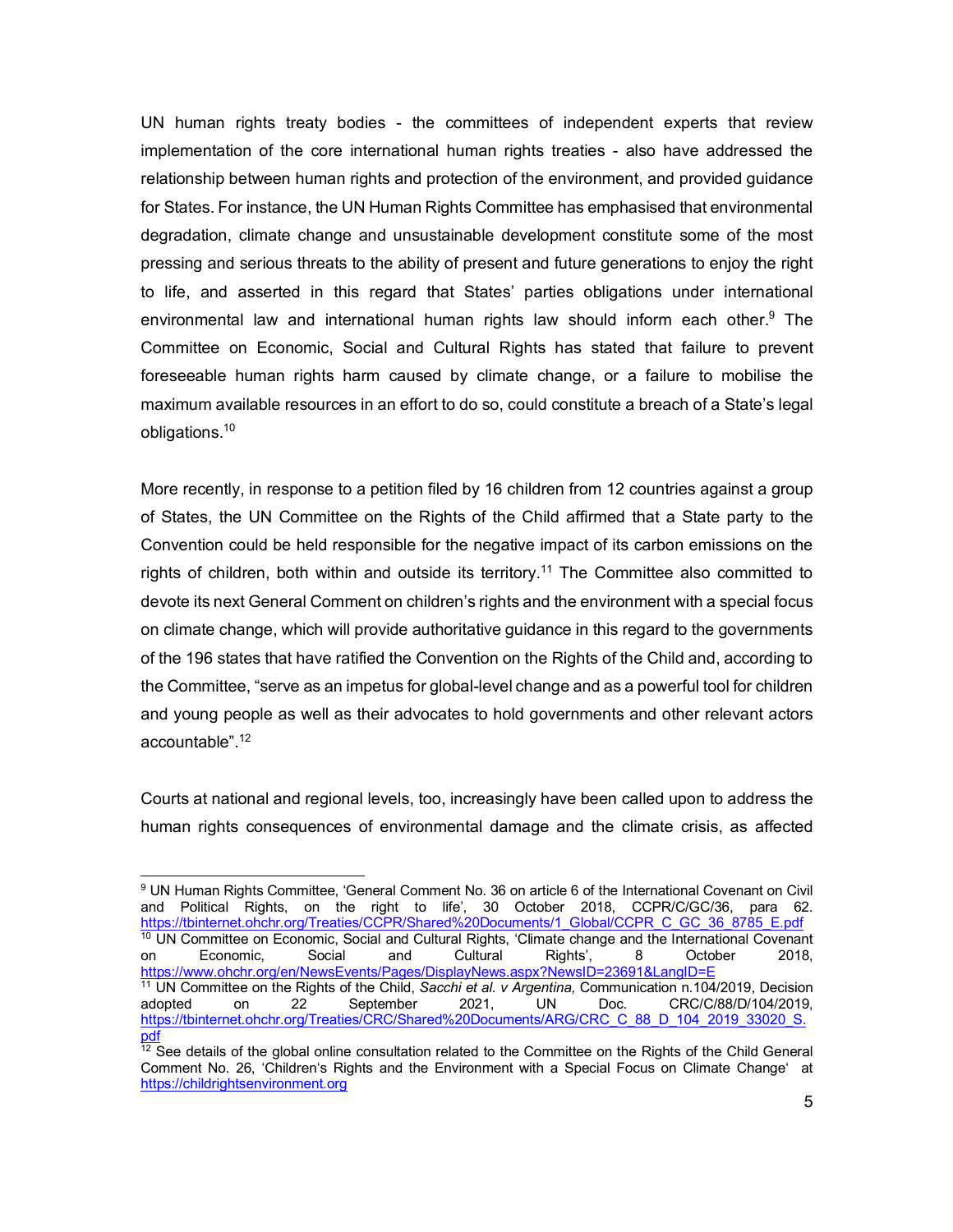UN human rights treaty bodies - the committees of independent experts that review implementation of the core international human rights treaties - also have addressed the relationship between human rights and protection of the environment, and provided guidance for States. For instance, the UN Human Rights Committee has emphasised that environmental degradation, climate change and unsustainable development constitute some of the most pressing and serious threats to the ability of present and future generations to enjoy the right to life, and asserted in this regard that States' parties obligations under international environmental law and international human rights law should inform each other.[9] The Committee on Economic, Social and Cultural Rights has stated that failure to prevent foreseeable human rights harm caused by climate change, or a failure to mobilise the maximum available resources in an effort to do so, could constitute a breach of a State's legal obligations.[10]

More recently, in response to a petition filed by 16 children from 12 countries against a group of States, the UN Committee on the Rights of the Child affirmed that a State party to the Convention could be held responsible for the negative impact of its carbon emissions on the rights of children, both within and outside its territory.[11] The Committee also committed to devote its next General Comment on children's rights and the environment with a special focus on climate change, which will provide authoritative guidance in this regard to the governments of the 196 states that have ratified the Convention on the Rights of the Child and, according to the Committee, "serve as an impetus for global-level change and as a powerful tool for children and young people as well as their advocates to hold governments and other relevant actors accountable".[12]

Courts at national and regional levels, too, increasingly have been called upon to address the human rights consequences of environmental damage and the climate crisis, as affected

---

[9] UN Human Rights Committee, 'General Comment No. 36 on article 6 of the International Covenant on Civil and Political Rights, on the right to life', 30 October 2018, CCPR/C/GC/36, para 62. https://tbinternet.ohchr.org/Treaties/CCPR/Shared%20Documents/1_Global/CCPR_C_GC_36_8785_E.pdf

[10] UN Committee on Economic, Social and Cultural Rights, 'Climate change and the International Covenant on Economic, Social and Cultural Rights', 8 October 2018, https://www.ohchr.org/en/NewsEvents/Pages/DisplayNews.aspx?NewsID=23691&LangID=E

[11] UN Committee on the Rights of the Child, *Sacchi et al. v Argentina,* Communication n.104/2019, Decision adopted on 22 September 2021, UN Doc. CRC/C/88/D/104/2019, https://tbinternet.ohchr.org/Treaties/CRC/Shared%20Documents/ARG/CRC_C_88_D_104_2019_33020_S.pdf

[12] See details of the global online consultation related to the Committee on the Rights of the Child General Comment No. 26, 'Children's Rights and the Environment with a Special Focus on Climate Change' at https://childrightsenvironment.org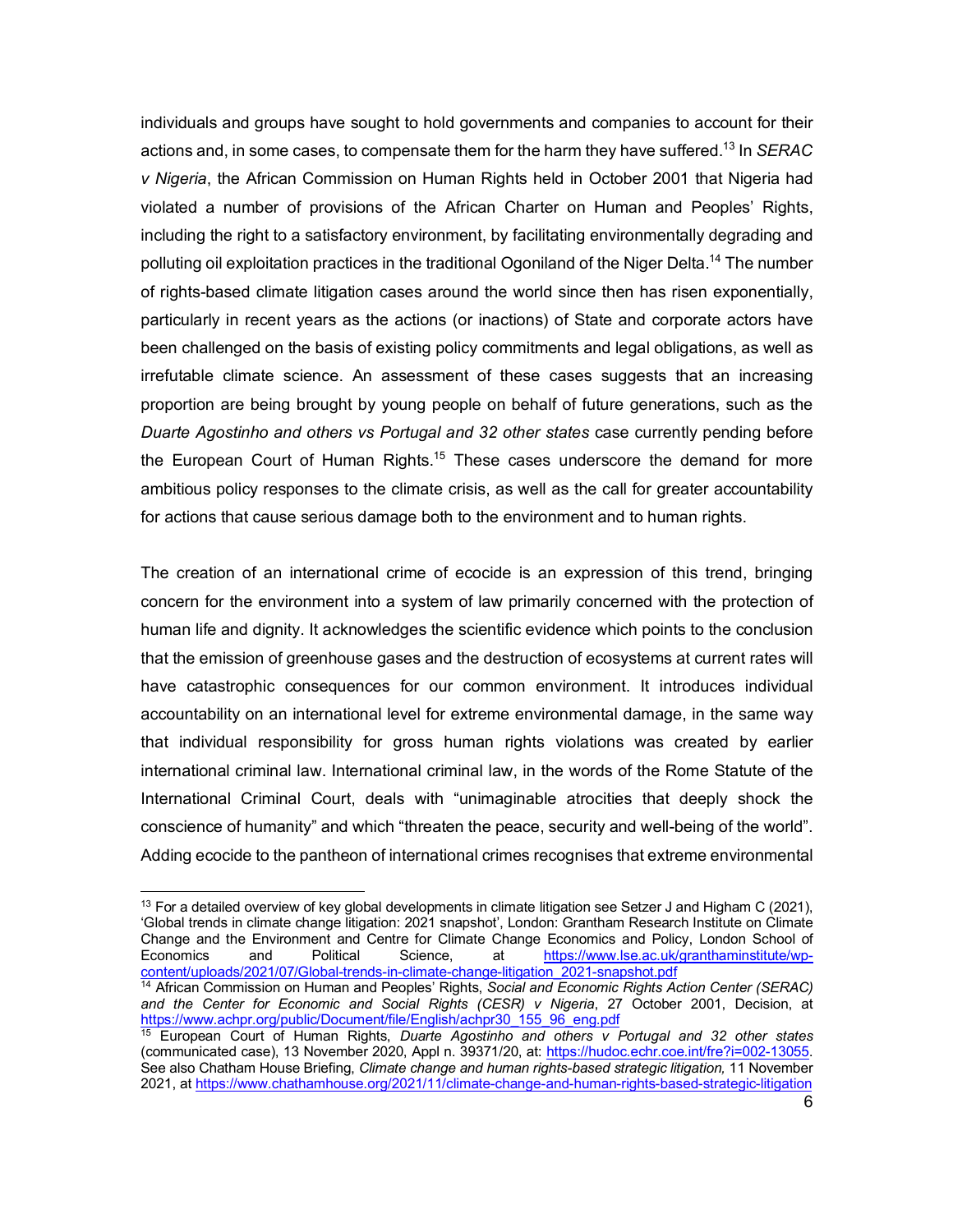individuals and groups have sought to hold governments and companies to account for their actions and, in some cases, to compensate them for the harm they have suffered.[13] In *SERAC v Nigeria*, the African Commission on Human Rights held in October 2001 that Nigeria had violated a number of provisions of the African Charter on Human and Peoples' Rights, including the right to a satisfactory environment, by facilitating environmentally degrading and polluting oil exploitation practices in the traditional Ogoniland of the Niger Delta.[14] The number of rights-based climate litigation cases around the world since then has risen exponentially, particularly in recent years as the actions (or inactions) of State and corporate actors have been challenged on the basis of existing policy commitments and legal obligations, as well as irrefutable climate science. An assessment of these cases suggests that an increasing proportion are being brought by young people on behalf of future generations, such as the *Duarte Agostinho and others vs Portugal and 32 other states* case currently pending before the European Court of Human Rights.[15] These cases underscore the demand for more ambitious policy responses to the climate crisis, as well as the call for greater accountability for actions that cause serious damage both to the environment and to human rights.

The creation of an international crime of ecocide is an expression of this trend, bringing concern for the environment into a system of law primarily concerned with the protection of human life and dignity. It acknowledges the scientific evidence which points to the conclusion that the emission of greenhouse gases and the destruction of ecosystems at current rates will have catastrophic consequences for our common environment. It introduces individual accountability on an international level for extreme environmental damage, in the same way that individual responsibility for gross human rights violations was created by earlier international criminal law. International criminal law, in the words of the Rome Statute of the International Criminal Court, deals with "unimaginable atrocities that deeply shock the conscience of humanity" and which "threaten the peace, security and well-being of the world". Adding ecocide to the pantheon of international crimes recognises that extreme environmental

---

[13] For a detailed overview of key global developments in climate litigation see Setzer J and Higham C (2021), 'Global trends in climate change litigation: 2021 snapshot', London: Grantham Research Institute on Climate Change and the Environment and Centre for Climate Change Economics and Policy, London School of Economics and Political Science, at https://www.lse.ac.uk/granthaminstitute/wp-content/uploads/2021/07/Global-trends-in-climate-change-litigation_2021-snapshot.pdf

[14] African Commission on Human and Peoples' Rights, *Social and Economic Rights Action Center (SERAC) and the Center for Economic and Social Rights (CESR) v Nigeria*, 27 October 2001, Decision, at https://www.achpr.org/public/Document/file/English/achpr30_155_96_eng.pdf

[15] European Court of Human Rights, *Duarte Agostinho and others v Portugal and 32 other states* (communicated case), 13 November 2020, Appl n. 39371/20, at: https://hudoc.echr.coe.int/fre?i=002-13055. See also Chatham House Briefing, *Climate change and human rights-based strategic litigation,* 11 November 2021, at https://www.chathamhouse.org/2021/11/climate-change-and-human-rights-based-strategic-litigation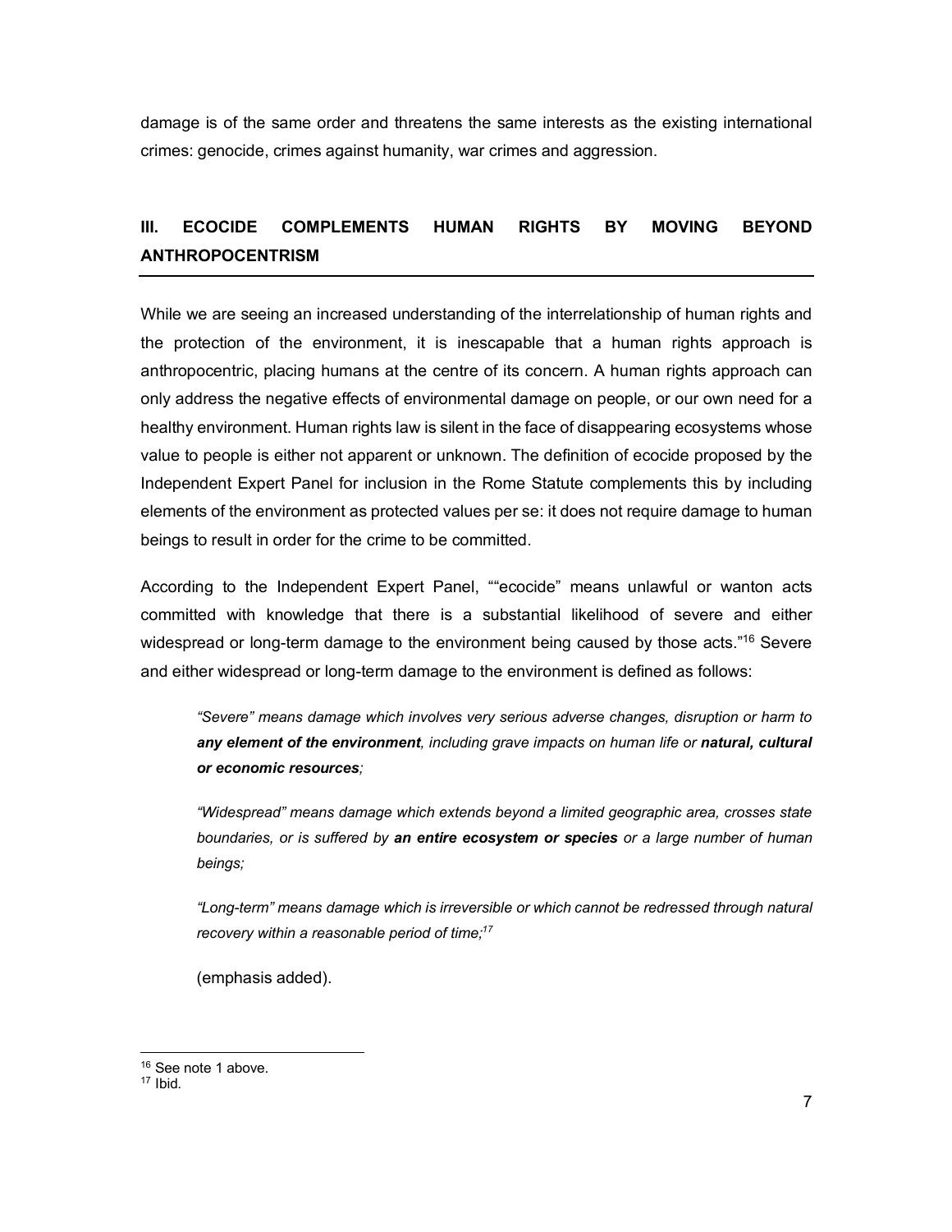damage is of the same order and threatens the same interests as the existing international crimes: genocide, crimes against humanity, war crimes and aggression.

## III. ECOCIDE COMPLEMENTS HUMAN RIGHTS BY MOVING BEYOND ANTHROPOCENTRISM

While we are seeing an increased understanding of the interrelationship of human rights and the protection of the environment, it is inescapable that a human rights approach is anthropocentric, placing humans at the centre of its concern. A human rights approach can only address the negative effects of environmental damage on people, or our own need for a healthy environment. Human rights law is silent in the face of disappearing ecosystems whose value to people is either not apparent or unknown. The definition of ecocide proposed by the Independent Expert Panel for inclusion in the Rome Statute complements this by including elements of the environment as protected values per se: it does not require damage to human beings to result in order for the crime to be committed.

According to the Independent Expert Panel, ""ecocide" means unlawful or wanton acts committed with knowledge that there is a substantial likelihood of severe and either widespread or long-term damage to the environment being caused by those acts."[16] Severe and either widespread or long-term damage to the environment is defined as follows:

> *"Severe" means damage which involves very serious adverse changes, disruption or harm to **any element of the environment**, including grave impacts on human life or **natural, cultural or economic resources**;*
>
> *"Widespread" means damage which extends beyond a limited geographic area, crosses state boundaries, or is suffered by **an entire ecosystem or species** or a large number of human beings;*
>
> *"Long-term" means damage which is irreversible or which cannot be redressed through natural recovery within a reasonable period of time;*[17]
>
> (emphasis added).

---

[16] See note 1 above.

[17] Ibid.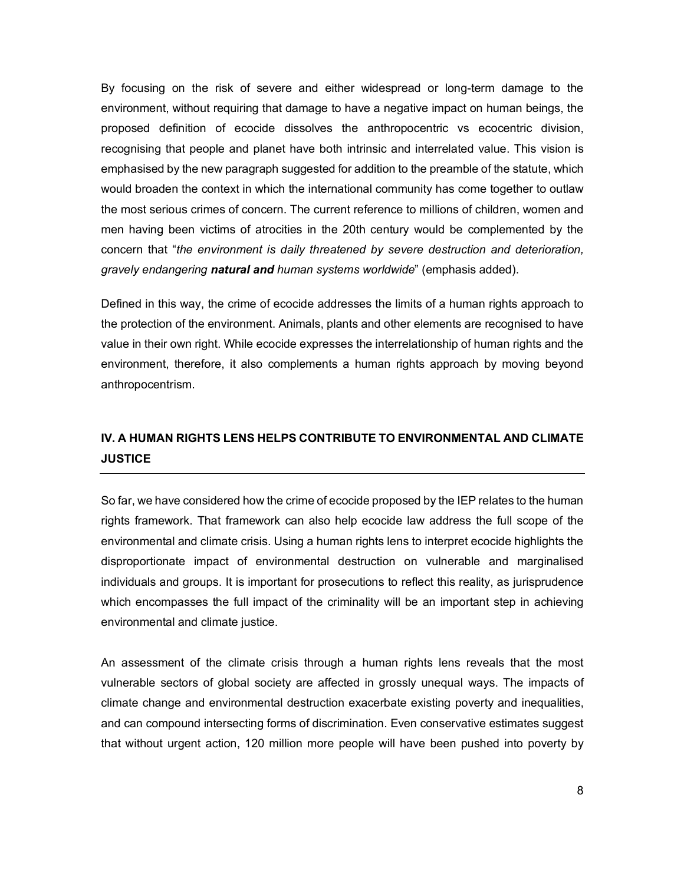By focusing on the risk of severe and either widespread or long-term damage to the environment, without requiring that damage to have a negative impact on human beings, the proposed definition of ecocide dissolves the anthropocentric vs ecocentric division, recognising that people and planet have both intrinsic and interrelated value. This vision is emphasised by the new paragraph suggested for addition to the preamble of the statute, which would broaden the context in which the international community has come together to outlaw the most serious crimes of concern. The current reference to millions of children, women and men having been victims of atrocities in the 20th century would be complemented by the concern that "*the environment is daily threatened by severe destruction and deterioration, gravely endangering **natural and** human systems worldwide*" (emphasis added).

Defined in this way, the crime of ecocide addresses the limits of a human rights approach to the protection of the environment. Animals, plants and other elements are recognised to have value in their own right. While ecocide expresses the interrelationship of human rights and the environment, therefore, it also complements a human rights approach by moving beyond anthropocentrism.

## IV. A HUMAN RIGHTS LENS HELPS CONTRIBUTE TO ENVIRONMENTAL AND CLIMATE JUSTICE

So far, we have considered how the crime of ecocide proposed by the IEP relates to the human rights framework. That framework can also help ecocide law address the full scope of the environmental and climate crisis. Using a human rights lens to interpret ecocide highlights the disproportionate impact of environmental destruction on vulnerable and marginalised individuals and groups. It is important for prosecutions to reflect this reality, as jurisprudence which encompasses the full impact of the criminality will be an important step in achieving environmental and climate justice.

An assessment of the climate crisis through a human rights lens reveals that the most vulnerable sectors of global society are affected in grossly unequal ways. The impacts of climate change and environmental destruction exacerbate existing poverty and inequalities, and can compound intersecting forms of discrimination. Even conservative estimates suggest that without urgent action, 120 million more people will have been pushed into poverty by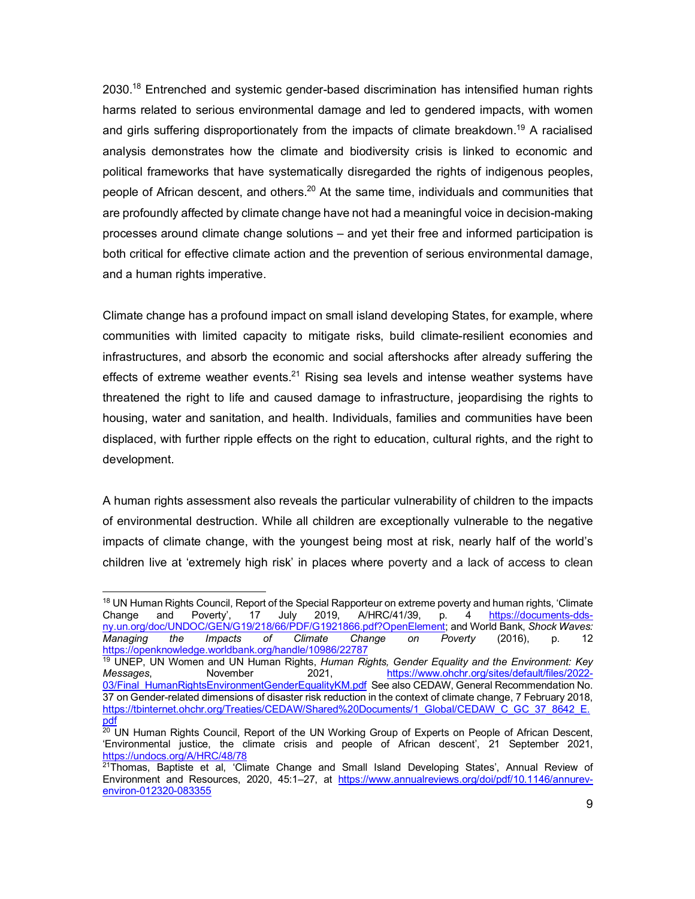2030.[18] Entrenched and systemic gender-based discrimination has intensified human rights harms related to serious environmental damage and led to gendered impacts, with women and girls suffering disproportionately from the impacts of climate breakdown.[19] A racialised analysis demonstrates how the climate and biodiversity crisis is linked to economic and political frameworks that have systematically disregarded the rights of indigenous peoples, people of African descent, and others.[20] At the same time, individuals and communities that are profoundly affected by climate change have not had a meaningful voice in decision-making processes around climate change solutions – and yet their free and informed participation is both critical for effective climate action and the prevention of serious environmental damage, and a human rights imperative.

Climate change has a profound impact on small island developing States, for example, where communities with limited capacity to mitigate risks, build climate-resilient economies and infrastructures, and absorb the economic and social aftershocks after already suffering the effects of extreme weather events.[21] Rising sea levels and intense weather systems have threatened the right to life and caused damage to infrastructure, jeopardising the rights to housing, water and sanitation, and health. Individuals, families and communities have been displaced, with further ripple effects on the right to education, cultural rights, and the right to development.

A human rights assessment also reveals the particular vulnerability of children to the impacts of environmental destruction. While all children are exceptionally vulnerable to the negative impacts of climate change, with the youngest being most at risk, nearly half of the world's children live at 'extremely high risk' in places where poverty and a lack of access to clean

---

[18] UN Human Rights Council, Report of the Special Rapporteur on extreme poverty and human rights, 'Climate Change and Poverty', 17 July 2019, A/HRC/41/39, p. 4 https://documents-dds-ny.un.org/doc/UNDOC/GEN/G19/218/66/PDF/G1921866.pdf?OpenElement; and World Bank, *Shock Waves: Managing the Impacts of Climate Change on Poverty* (2016), p. 12 https://openknowledge.worldbank.org/handle/10986/22787

[19] UNEP, UN Women and UN Human Rights, *Human Rights, Gender Equality and the Environment: Key Messages*, November 2021, https://www.ohchr.org/sites/default/files/2022-03/Final_HumanRightsEnvironmentGenderEqualityKM.pdf See also CEDAW, General Recommendation No. 37 on Gender-related dimensions of disaster risk reduction in the context of climate change, 7 February 2018, https://tbinternet.ohchr.org/Treaties/CEDAW/Shared%20Documents/1_Global/CEDAW_C_GC_37_8642_E.pdf

[20] UN Human Rights Council, Report of the UN Working Group of Experts on People of African Descent, 'Environmental justice, the climate crisis and people of African descent', 21 September 2021, https://undocs.org/A/HRC/48/78

[21] Thomas, Baptiste et al, 'Climate Change and Small Island Developing States', Annual Review of Environment and Resources, 2020, 45:1–27, at https://www.annualreviews.org/doi/pdf/10.1146/annurev-environ-012320-083355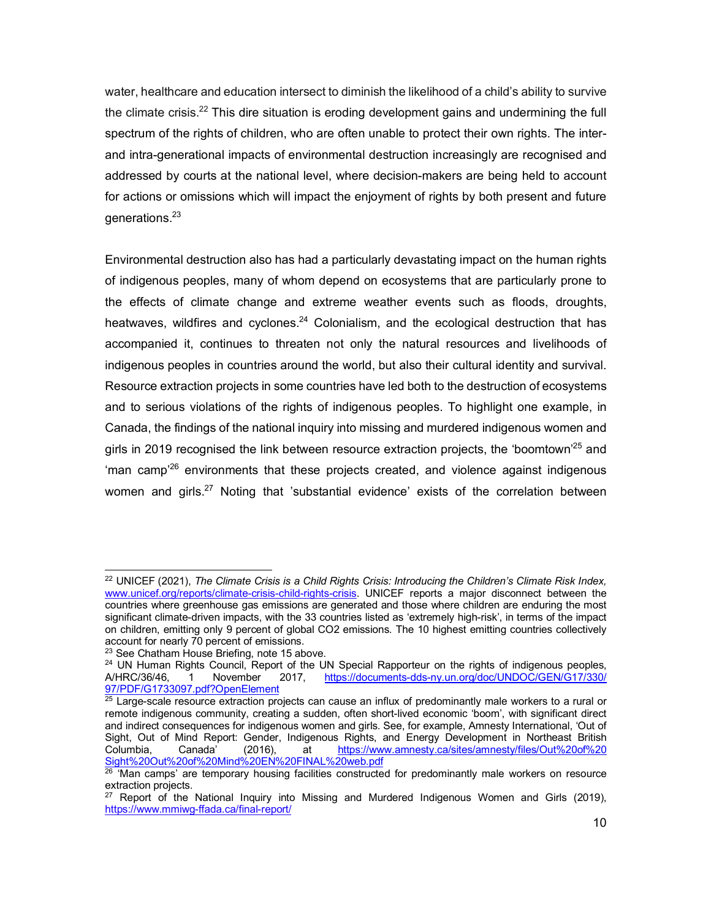water, healthcare and education intersect to diminish the likelihood of a child's ability to survive the climate crisis.[22] This dire situation is eroding development gains and undermining the full spectrum of the rights of children, who are often unable to protect their own rights. The inter- and intra-generational impacts of environmental destruction increasingly are recognised and addressed by courts at the national level, where decision-makers are being held to account for actions or omissions which will impact the enjoyment of rights by both present and future generations.[23]

Environmental destruction also has had a particularly devastating impact on the human rights of indigenous peoples, many of whom depend on ecosystems that are particularly prone to the effects of climate change and extreme weather events such as floods, droughts, heatwaves, wildfires and cyclones.[24] Colonialism, and the ecological destruction that has accompanied it, continues to threaten not only the natural resources and livelihoods of indigenous peoples in countries around the world, but also their cultural identity and survival. Resource extraction projects in some countries have led both to the destruction of ecosystems and to serious violations of the rights of indigenous peoples. To highlight one example, in Canada, the findings of the national inquiry into missing and murdered indigenous women and girls in 2019 recognised the link between resource extraction projects, the 'boomtown'[25] and 'man camp'[26] environments that these projects created, and violence against indigenous women and girls.[27] Noting that 'substantial evidence' exists of the correlation between

---

[22] UNICEF (2021), *The Climate Crisis is a Child Rights Crisis: Introducing the Children's Climate Risk Index,* www.unicef.org/reports/climate-crisis-child-rights-crisis. UNICEF reports a major disconnect between the countries where greenhouse gas emissions are generated and those where children are enduring the most significant climate-driven impacts, with the 33 countries listed as 'extremely high-risk', in terms of the impact on children, emitting only 9 percent of global CO2 emissions. The 10 highest emitting countries collectively account for nearly 70 percent of emissions.

[23] See Chatham House Briefing, note 15 above.

[24] UN Human Rights Council, Report of the UN Special Rapporteur on the rights of indigenous peoples, A/HRC/36/46, 1 November 2017, https://documents-dds-ny.un.org/doc/UNDOC/GEN/G17/330/97/PDF/G1733097.pdf?OpenElement

[25] Large-scale resource extraction projects can cause an influx of predominantly male workers to a rural or remote indigenous community, creating a sudden, often short-lived economic 'boom', with significant direct and indirect consequences for indigenous women and girls. See, for example, Amnesty International, 'Out of Sight, Out of Mind Report: Gender, Indigenous Rights, and Energy Development in Northeast British Columbia, Canada' (2016), at https://www.amnesty.ca/sites/amnesty/files/Out%20of%20Sight%20Out%20of%20Mind%20EN%20FINAL%20web.pdf

[26] 'Man camps' are temporary housing facilities constructed for predominantly male workers on resource extraction projects.

[27] Report of the National Inquiry into Missing and Murdered Indigenous Women and Girls (2019), https://www.mmiwg-ffada.ca/final-report/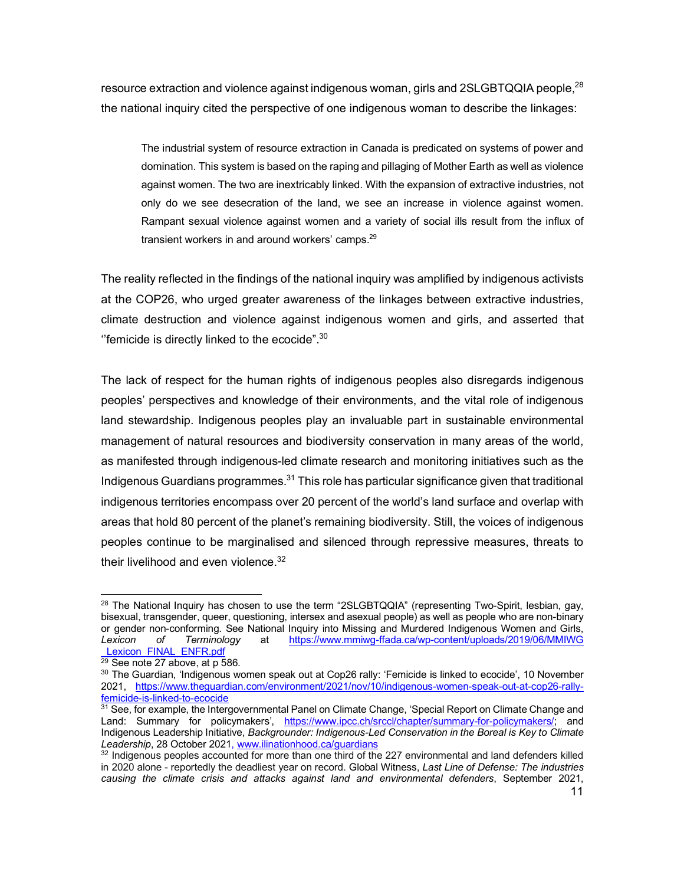resource extraction and violence against indigenous woman, girls and 2SLGBTQQIA people,[28] the national inquiry cited the perspective of one indigenous woman to describe the linkages:

> The industrial system of resource extraction in Canada is predicated on systems of power and domination. This system is based on the raping and pillaging of Mother Earth as well as violence against women. The two are inextricably linked. With the expansion of extractive industries, not only do we see desecration of the land, we see an increase in violence against women. Rampant sexual violence against women and a variety of social ills result from the influx of transient workers in and around workers' camps.[29]

The reality reflected in the findings of the national inquiry was amplified by indigenous activists at the COP26, who urged greater awareness of the linkages between extractive industries, climate destruction and violence against indigenous women and girls, and asserted that ''femicide is directly linked to the ecocide".[30]

The lack of respect for the human rights of indigenous peoples also disregards indigenous peoples' perspectives and knowledge of their environments, and the vital role of indigenous land stewardship. Indigenous peoples play an invaluable part in sustainable environmental management of natural resources and biodiversity conservation in many areas of the world, as manifested through indigenous-led climate research and monitoring initiatives such as the Indigenous Guardians programmes.[31] This role has particular significance given that traditional indigenous territories encompass over 20 percent of the world's land surface and overlap with areas that hold 80 percent of the planet's remaining biodiversity. Still, the voices of indigenous peoples continue to be marginalised and silenced through repressive measures, threats to their livelihood and even violence.[32]

---

[28] The National Inquiry has chosen to use the term "2SLGBTQQIA" (representing Two-Spirit, lesbian, gay, bisexual, transgender, queer, questioning, intersex and asexual people) as well as people who are non-binary or gender non-conforming. See National Inquiry into Missing and Murdered Indigenous Women and Girls, *Lexicon of Terminology* at https://www.mmiwg-ffada.ca/wp-content/uploads/2019/06/MMIWG_Lexicon_FINAL_ENFR.pdf

[29] See note 27 above, at p 586.

[30] The Guardian, 'Indigenous women speak out at Cop26 rally: 'Femicide is linked to ecocide', 10 November 2021, https://www.theguardian.com/environment/2021/nov/10/indigenous-women-speak-out-at-cop26-rally-femicide-is-linked-to-ecocide

[31] See, for example, the Intergovernmental Panel on Climate Change, 'Special Report on Climate Change and Land: Summary for policymakers', https://www.ipcc.ch/srccl/chapter/summary-for-policymakers/; and Indigenous Leadership Initiative, *Backgrounder: Indigenous-Led Conservation in the Boreal is Key to Climate Leadership*, 28 October 2021, www.ilinationhood.ca/guardians

[32] Indigenous peoples accounted for more than one third of the 227 environmental and land defenders killed in 2020 alone - reportedly the deadliest year on record. Global Witness, *Last Line of Defense: The industries causing the climate crisis and attacks against land and environmental defenders*, September 2021,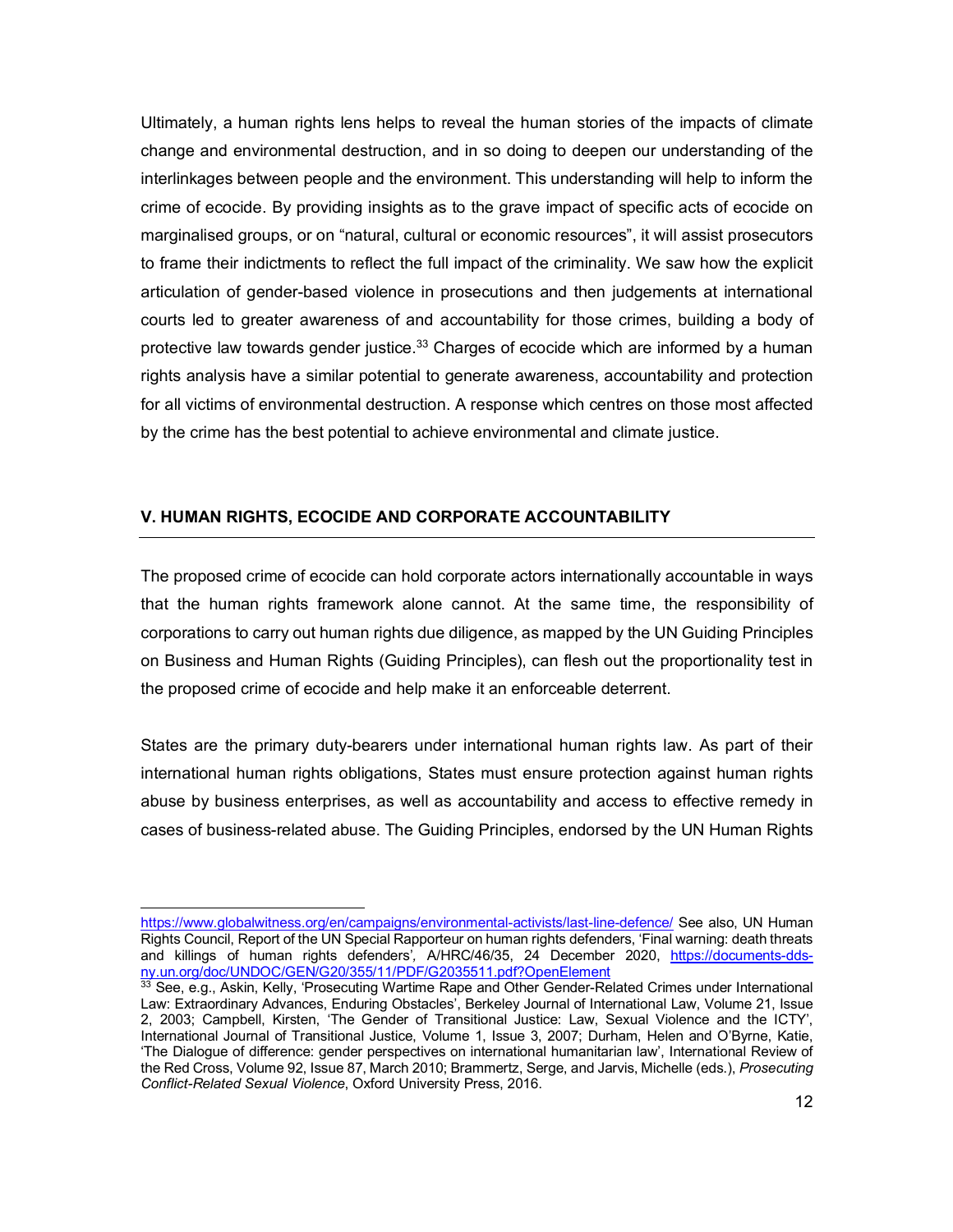Ultimately, a human rights lens helps to reveal the human stories of the impacts of climate change and environmental destruction, and in so doing to deepen our understanding of the interlinkages between people and the environment. This understanding will help to inform the crime of ecocide. By providing insights as to the grave impact of specific acts of ecocide on marginalised groups, or on "natural, cultural or economic resources", it will assist prosecutors to frame their indictments to reflect the full impact of the criminality. We saw how the explicit articulation of gender-based violence in prosecutions and then judgements at international courts led to greater awareness of and accountability for those crimes, building a body of protective law towards gender justice.[33] Charges of ecocide which are informed by a human rights analysis have a similar potential to generate awareness, accountability and protection for all victims of environmental destruction. A response which centres on those most affected by the crime has the best potential to achieve environmental and climate justice.

## V. HUMAN RIGHTS, ECOCIDE AND CORPORATE ACCOUNTABILITY

The proposed crime of ecocide can hold corporate actors internationally accountable in ways that the human rights framework alone cannot. At the same time, the responsibility of corporations to carry out human rights due diligence, as mapped by the UN Guiding Principles on Business and Human Rights (Guiding Principles), can flesh out the proportionality test in the proposed crime of ecocide and help make it an enforceable deterrent.

States are the primary duty-bearers under international human rights law. As part of their international human rights obligations, States must ensure protection against human rights abuse by business enterprises, as well as accountability and access to effective remedy in cases of business-related abuse. The Guiding Principles, endorsed by the UN Human Rights

---

https://www.globalwitness.org/en/campaigns/environmental-activists/last-line-defence/ See also, UN Human Rights Council, Report of the UN Special Rapporteur on human rights defenders, 'Final warning: death threats and killings of human rights defenders', A/HRC/46/35, 24 December 2020, https://documents-dds-ny.un.org/doc/UNDOC/GEN/G20/355/11/PDF/G2035511.pdf?OpenElement

[33] See, e.g., Askin, Kelly, 'Prosecuting Wartime Rape and Other Gender-Related Crimes under International Law: Extraordinary Advances, Enduring Obstacles', Berkeley Journal of International Law, Volume 21, Issue 2, 2003; Campbell, Kirsten, 'The Gender of Transitional Justice: Law, Sexual Violence and the ICTY', International Journal of Transitional Justice, Volume 1, Issue 3, 2007; Durham, Helen and O'Byrne, Katie, 'The Dialogue of difference: gender perspectives on international humanitarian law', International Review of the Red Cross, Volume 92, Issue 87, March 2010; Brammertz, Serge, and Jarvis, Michelle (eds.), *Prosecuting Conflict-Related Sexual Violence*, Oxford University Press, 2016.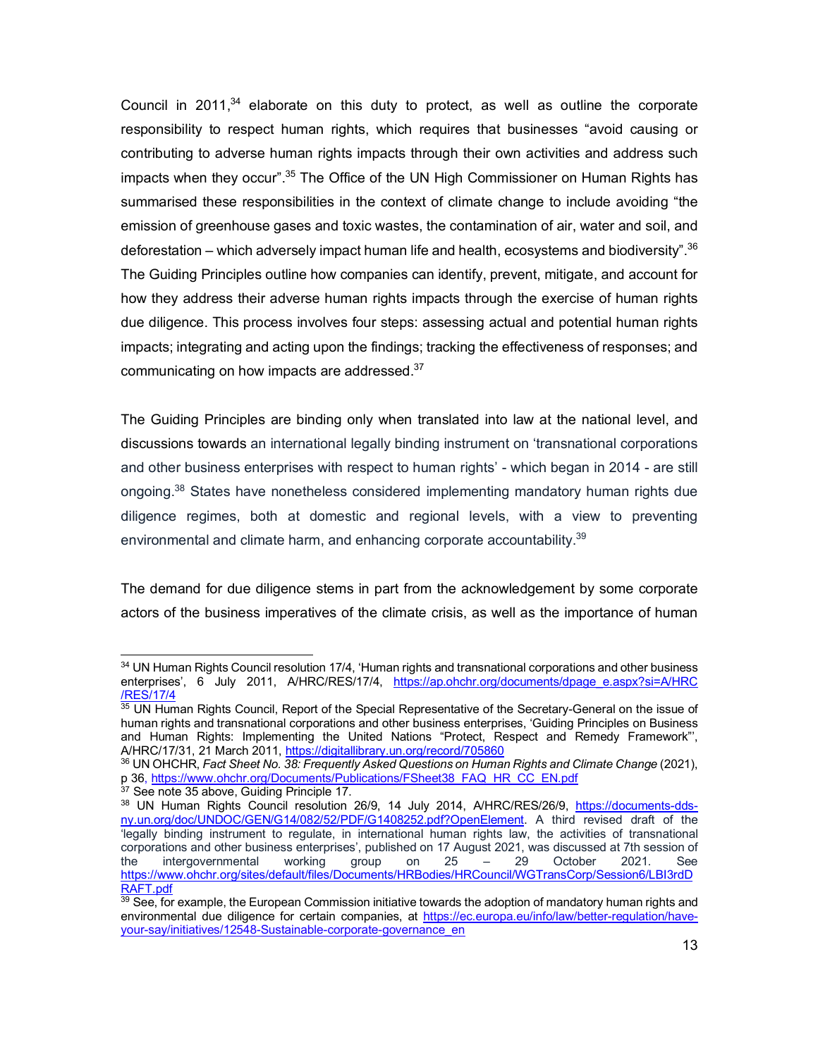Council in 2011,[34] elaborate on this duty to protect, as well as outline the corporate responsibility to respect human rights, which requires that businesses "avoid causing or contributing to adverse human rights impacts through their own activities and address such impacts when they occur".[35] The Office of the UN High Commissioner on Human Rights has summarised these responsibilities in the context of climate change to include avoiding "the emission of greenhouse gases and toxic wastes, the contamination of air, water and soil, and deforestation – which adversely impact human life and health, ecosystems and biodiversity".[36] The Guiding Principles outline how companies can identify, prevent, mitigate, and account for how they address their adverse human rights impacts through the exercise of human rights due diligence. This process involves four steps: assessing actual and potential human rights impacts; integrating and acting upon the findings; tracking the effectiveness of responses; and communicating on how impacts are addressed.[37]

The Guiding Principles are binding only when translated into law at the national level, and discussions towards an international legally binding instrument on 'transnational corporations and other business enterprises with respect to human rights' - which began in 2014 - are still ongoing.[38] States have nonetheless considered implementing mandatory human rights due diligence regimes, both at domestic and regional levels, with a view to preventing environmental and climate harm, and enhancing corporate accountability.[39]

The demand for due diligence stems in part from the acknowledgement by some corporate actors of the business imperatives of the climate crisis, as well as the importance of human

---

[34] UN Human Rights Council resolution 17/4, 'Human rights and transnational corporations and other business enterprises', 6 July 2011, A/HRC/RES/17/4, https://ap.ohchr.org/documents/dpage_e.aspx?si=A/HRC/RES/17/4

[35] UN Human Rights Council, Report of the Special Representative of the Secretary-General on the issue of human rights and transnational corporations and other business enterprises, 'Guiding Principles on Business and Human Rights: Implementing the United Nations "Protect, Respect and Remedy Framework"', A/HRC/17/31, 21 March 2011, https://digitallibrary.un.org/record/705860

[36] UN OHCHR, *Fact Sheet No. 38: Frequently Asked Questions on Human Rights and Climate Change* (2021), p 36, https://www.ohchr.org/Documents/Publications/FSheet38_FAQ_HR_CC_EN.pdf

[37] See note 35 above, Guiding Principle 17.

[38] UN Human Rights Council resolution 26/9, 14 July 2014, A/HRC/RES/26/9, https://documents-dds-ny.un.org/doc/UNDOC/GEN/G14/082/52/PDF/G1408252.pdf?OpenElement. A third revised draft of the 'legally binding instrument to regulate, in international human rights law, the activities of transnational corporations and other business enterprises', published on 17 August 2021, was discussed at 7th session of the intergovernmental working group on 25 – 29 October 2021. See https://www.ohchr.org/sites/default/files/Documents/HRBodies/HRCouncil/WGTransCorp/Session6/LBI3rdDRAFT.pdf

[39] See, for example, the European Commission initiative towards the adoption of mandatory human rights and environmental due diligence for certain companies, at https://ec.europa.eu/info/law/better-regulation/have-your-say/initiatives/12548-Sustainable-corporate-governance_en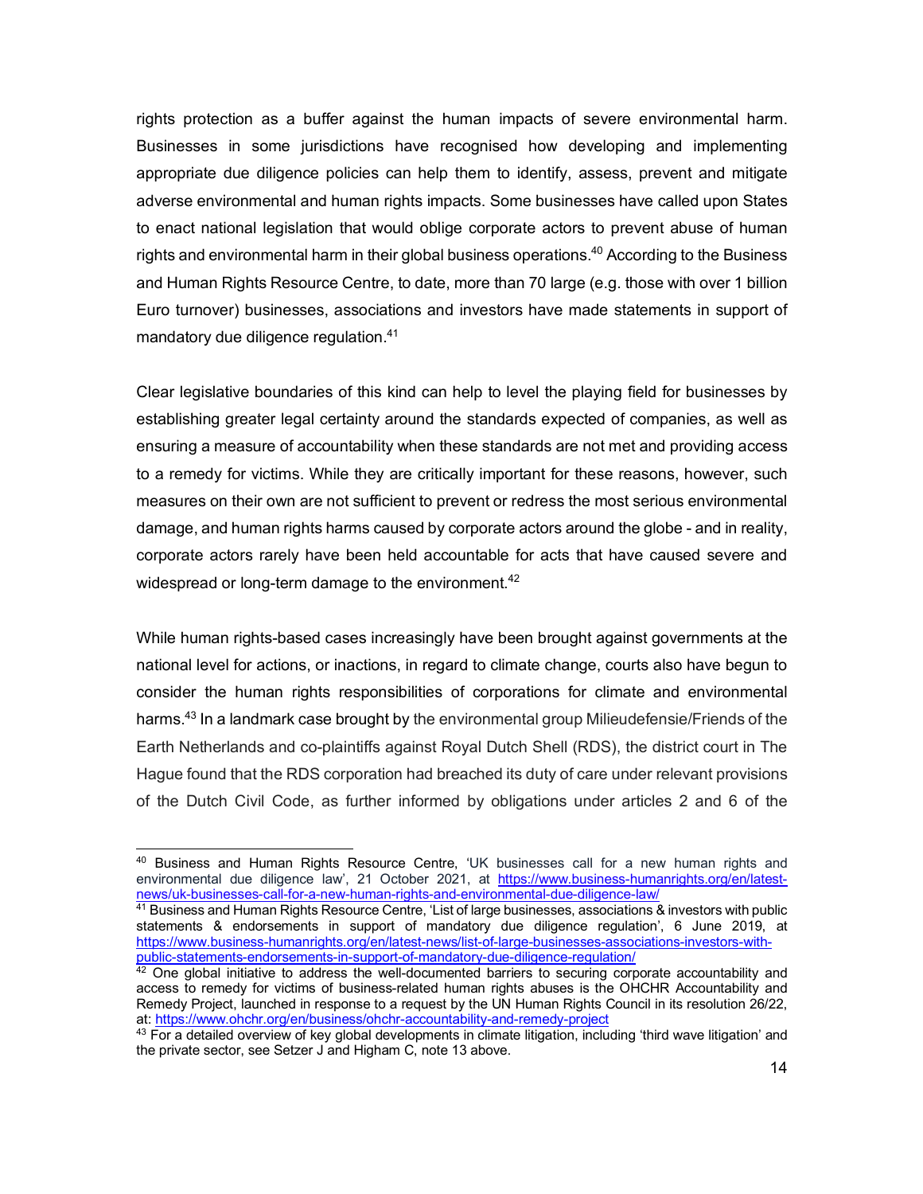rights protection as a buffer against the human impacts of severe environmental harm. Businesses in some jurisdictions have recognised how developing and implementing appropriate due diligence policies can help them to identify, assess, prevent and mitigate adverse environmental and human rights impacts. Some businesses have called upon States to enact national legislation that would oblige corporate actors to prevent abuse of human rights and environmental harm in their global business operations.[40] According to the Business and Human Rights Resource Centre, to date, more than 70 large (e.g. those with over 1 billion Euro turnover) businesses, associations and investors have made statements in support of mandatory due diligence regulation.[41]

Clear legislative boundaries of this kind can help to level the playing field for businesses by establishing greater legal certainty around the standards expected of companies, as well as ensuring a measure of accountability when these standards are not met and providing access to a remedy for victims. While they are critically important for these reasons, however, such measures on their own are not sufficient to prevent or redress the most serious environmental damage, and human rights harms caused by corporate actors around the globe - and in reality, corporate actors rarely have been held accountable for acts that have caused severe and widespread or long-term damage to the environment.[42]

While human rights-based cases increasingly have been brought against governments at the national level for actions, or inactions, in regard to climate change, courts also have begun to consider the human rights responsibilities of corporations for climate and environmental harms.[43] In a landmark case brought by the environmental group Milieudefensie/Friends of the Earth Netherlands and co-plaintiffs against Royal Dutch Shell (RDS), the district court in The Hague found that the RDS corporation had breached its duty of care under relevant provisions of the Dutch Civil Code, as further informed by obligations under articles 2 and 6 of the

---

[40] Business and Human Rights Resource Centre, 'UK businesses call for a new human rights and environmental due diligence law', 21 October 2021, at https://www.business-humanrights.org/en/latest-news/uk-businesses-call-for-a-new-human-rights-and-environmental-due-diligence-law/

[41] Business and Human Rights Resource Centre, 'List of large businesses, associations & investors with public statements & endorsements in support of mandatory due diligence regulation', 6 June 2019, at https://www.business-humanrights.org/en/latest-news/list-of-large-businesses-associations-investors-with-public-statements-endorsements-in-support-of-mandatory-due-diligence-regulation/

[42] One global initiative to address the well-documented barriers to securing corporate accountability and access to remedy for victims of business-related human rights abuses is the OHCHR Accountability and Remedy Project, launched in response to a request by the UN Human Rights Council in its resolution 26/22, at: https://www.ohchr.org/en/business/ohchr-accountability-and-remedy-project

[43] For a detailed overview of key global developments in climate litigation, including 'third wave litigation' and the private sector, see Setzer J and Higham C, note 13 above.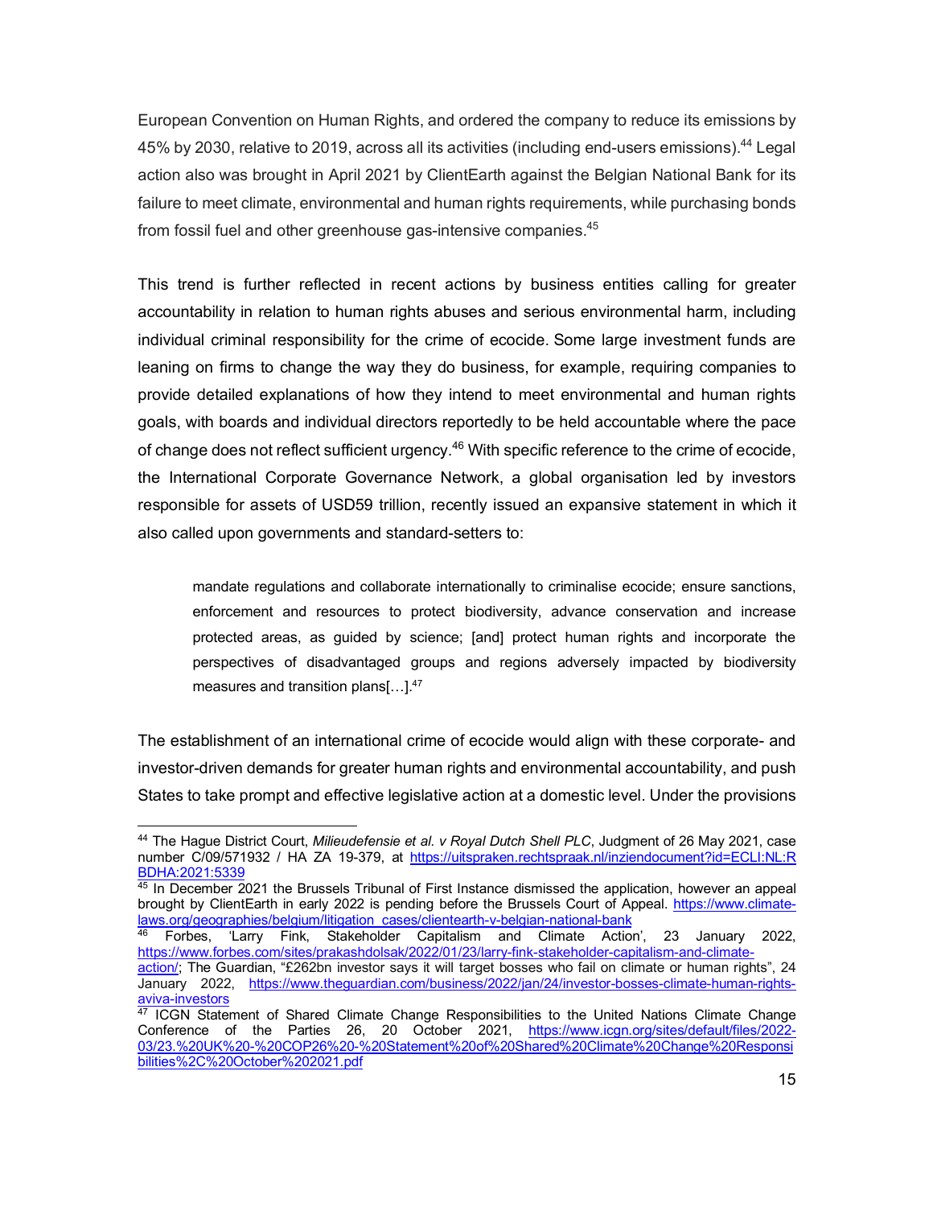European Convention on Human Rights, and ordered the company to reduce its emissions by 45% by 2030, relative to 2019, across all its activities (including end-users emissions).[44] Legal action also was brought in April 2021 by ClientEarth against the Belgian National Bank for its failure to meet climate, environmental and human rights requirements, while purchasing bonds from fossil fuel and other greenhouse gas-intensive companies.[45]

This trend is further reflected in recent actions by business entities calling for greater accountability in relation to human rights abuses and serious environmental harm, including individual criminal responsibility for the crime of ecocide. Some large investment funds are leaning on firms to change the way they do business, for example, requiring companies to provide detailed explanations of how they intend to meet environmental and human rights goals, with boards and individual directors reportedly to be held accountable where the pace of change does not reflect sufficient urgency.[46] With specific reference to the crime of ecocide, the International Corporate Governance Network, a global organisation led by investors responsible for assets of USD59 trillion, recently issued an expansive statement in which it also called upon governments and standard-setters to:

> mandate regulations and collaborate internationally to criminalise ecocide; ensure sanctions, enforcement and resources to protect biodiversity, advance conservation and increase protected areas, as guided by science; [and] protect human rights and incorporate the perspectives of disadvantaged groups and regions adversely impacted by biodiversity measures and transition plans[…].[47]

The establishment of an international crime of ecocide would align with these corporate- and investor-driven demands for greater human rights and environmental accountability, and push States to take prompt and effective legislative action at a domestic level. Under the provisions

---

[44] The Hague District Court, *Milieudefensie et al. v Royal Dutch Shell PLC*, Judgment of 26 May 2021, case number C/09/571932 / HA ZA 19-379, at https://uitspraken.rechtspraak.nl/inziendocument?id=ECLI:NL:RBDHA:2021:5339

[45] In December 2021 the Brussels Tribunal of First Instance dismissed the application, however an appeal brought by ClientEarth in early 2022 is pending before the Brussels Court of Appeal. https://www.climate-laws.org/geographies/belgium/litigation_cases/clientearth-v-belgian-national-bank

[46] Forbes, 'Larry Fink, Stakeholder Capitalism and Climate Action', 23 January 2022, https://www.forbes.com/sites/prakashdolsak/2022/01/23/larry-fink-stakeholder-capitalism-and-climate-action/; The Guardian, "£262bn investor says it will target bosses who fail on climate or human rights", 24 January 2022, https://www.theguardian.com/business/2022/jan/24/investor-bosses-climate-human-rights-aviva-investors

[47] ICGN Statement of Shared Climate Change Responsibilities to the United Nations Climate Change Conference of the Parties 26, 20 October 2021, https://www.icgn.org/sites/default/files/2022-03/23.%20UK%20-%20COP26%20-%20Statement%20of%20Shared%20Climate%20Change%20Responsibilities%2C%20October%202021.pdf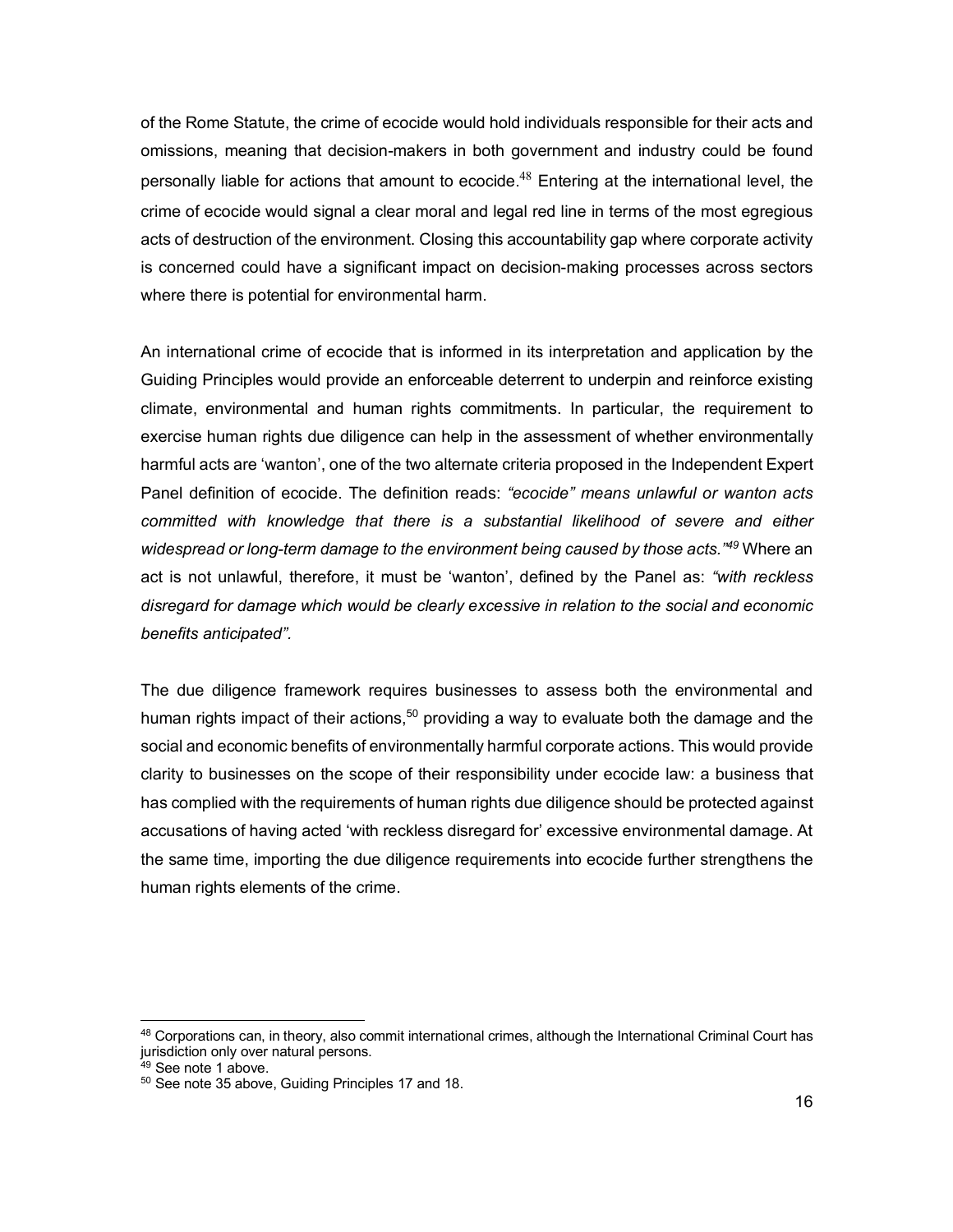of the Rome Statute, the crime of ecocide would hold individuals responsible for their acts and omissions, meaning that decision-makers in both government and industry could be found personally liable for actions that amount to ecocide.[48] Entering at the international level, the crime of ecocide would signal a clear moral and legal red line in terms of the most egregious acts of destruction of the environment. Closing this accountability gap where corporate activity is concerned could have a significant impact on decision-making processes across sectors where there is potential for environmental harm.

An international crime of ecocide that is informed in its interpretation and application by the Guiding Principles would provide an enforceable deterrent to underpin and reinforce existing climate, environmental and human rights commitments. In particular, the requirement to exercise human rights due diligence can help in the assessment of whether environmentally harmful acts are 'wanton', one of the two alternate criteria proposed in the Independent Expert Panel definition of ecocide. The definition reads: *"ecocide" means unlawful or wanton acts committed with knowledge that there is a substantial likelihood of severe and either widespread or long-term damage to the environment being caused by those acts."*[49] Where an act is not unlawful, therefore, it must be 'wanton', defined by the Panel as: *"with reckless disregard for damage which would be clearly excessive in relation to the social and economic benefits anticipated".*

The due diligence framework requires businesses to assess both the environmental and human rights impact of their actions,[50] providing a way to evaluate both the damage and the social and economic benefits of environmentally harmful corporate actions. This would provide clarity to businesses on the scope of their responsibility under ecocide law: a business that has complied with the requirements of human rights due diligence should be protected against accusations of having acted 'with reckless disregard for' excessive environmental damage. At the same time, importing the due diligence requirements into ecocide further strengthens the human rights elements of the crime.

---

[48] Corporations can, in theory, also commit international crimes, although the International Criminal Court has jurisdiction only over natural persons.

[49] See note 1 above.

[50] See note 35 above, Guiding Principles 17 and 18.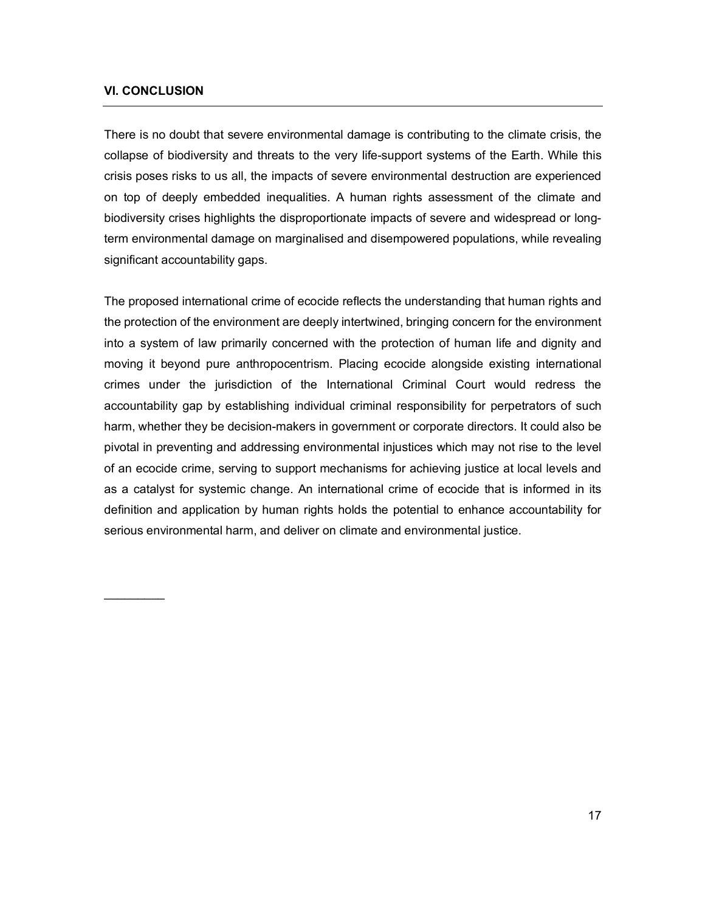## VI. CONCLUSION

There is no doubt that severe environmental damage is contributing to the climate crisis, the collapse of biodiversity and threats to the very life-support systems of the Earth. While this crisis poses risks to us all, the impacts of severe environmental destruction are experienced on top of deeply embedded inequalities. A human rights assessment of the climate and biodiversity crises highlights the disproportionate impacts of severe and widespread or long-term environmental damage on marginalised and disempowered populations, while revealing significant accountability gaps.

The proposed international crime of ecocide reflects the understanding that human rights and the protection of the environment are deeply intertwined, bringing concern for the environment into a system of law primarily concerned with the protection of human life and dignity and moving it beyond pure anthropocentrism. Placing ecocide alongside existing international crimes under the jurisdiction of the International Criminal Court would redress the accountability gap by establishing individual criminal responsibility for perpetrators of such harm, whether they be decision-makers in government or corporate directors. It could also be pivotal in preventing and addressing environmental injustices which may not rise to the level of an ecocide crime, serving to support mechanisms for achieving justice at local levels and as a catalyst for systemic change. An international crime of ecocide that is informed in its definition and application by human rights holds the potential to enhance accountability for serious environmental harm, and deliver on climate and environmental justice.

\_\_\_\_\_\_\_\_\_